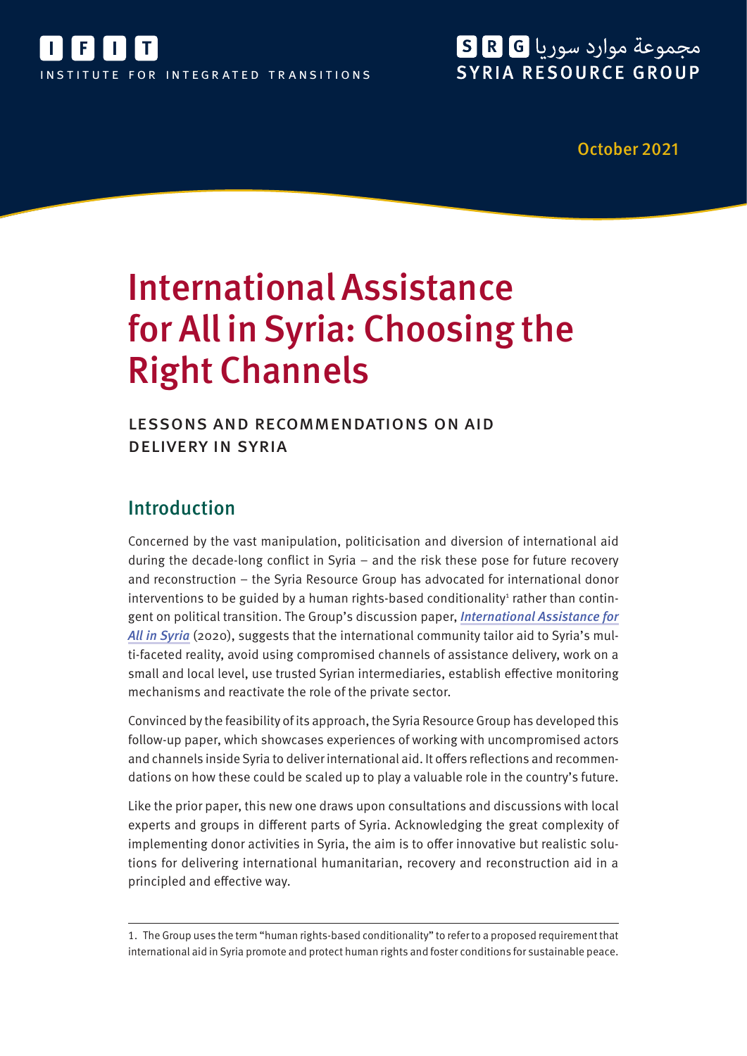IFIT INSTITUTE FOR INTEGRATED TRANSITIONS

مجموعة موارد سوريا SRG SYRIA RESOURCE GROUP

October 2021

# International Assistance for All in Syria: Choosing the Right Channels

## LESSONS AND RECOMMENDATIONS ON AID DELIVERY IN SYRIA

## Introduction

Concerned by the vast manipulation, politicisation and diversion of international aid during the decade-long conflict in Syria – and the risk these pose for future recovery and reconstruction – the Syria Resource Group has advocated for international donor interventions to be guided by a human rights-based conditionality[1] rather than contingent on political transition. The Group's discussion paper, ***International Assistance for All in Syria*** (2020), suggests that the international community tailor aid to Syria's multi-faceted reality, avoid using compromised channels of assistance delivery, work on a small and local level, use trusted Syrian intermediaries, establish effective monitoring mechanisms and reactivate the role of the private sector.

Convinced by the feasibility of its approach, the Syria Resource Group has developed this follow-up paper, which showcases experiences of working with uncompromised actors and channels inside Syria to deliver international aid. It offers reflections and recommendations on how these could be scaled up to play a valuable role in the country's future.

Like the prior paper, this new one draws upon consultations and discussions with local experts and groups in different parts of Syria. Acknowledging the great complexity of implementing donor activities in Syria, the aim is to offer innovative but realistic solutions for delivering international humanitarian, recovery and reconstruction aid in a principled and effective way.

1. The Group uses the term "human rights-based conditionality" to refer to a proposed requirement that international aid in Syria promote and protect human rights and foster conditions for sustainable peace.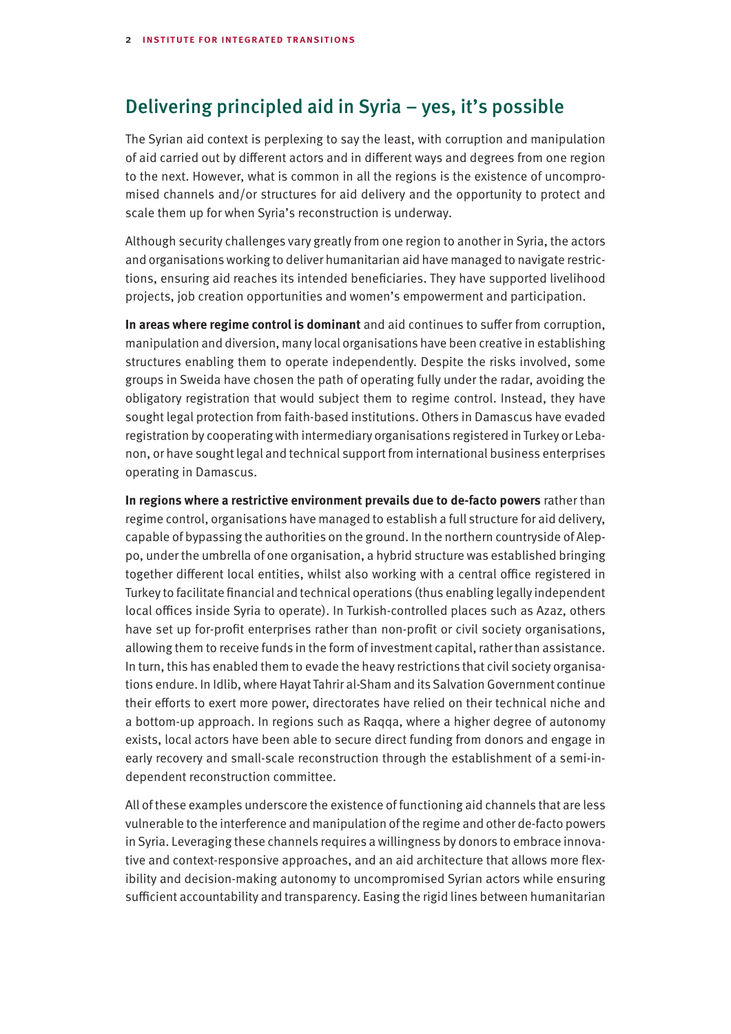## Delivering principled aid in Syria – yes, it's possible

The Syrian aid context is perplexing to say the least, with corruption and manipulation of aid carried out by different actors and in different ways and degrees from one region to the next. However, what is common in all the regions is the existence of uncompromised channels and/or structures for aid delivery and the opportunity to protect and scale them up for when Syria's reconstruction is underway.

Although security challenges vary greatly from one region to another in Syria, the actors and organisations working to deliver humanitarian aid have managed to navigate restrictions, ensuring aid reaches its intended beneficiaries. They have supported livelihood projects, job creation opportunities and women's empowerment and participation.

**In areas where regime control is dominant** and aid continues to suffer from corruption, manipulation and diversion, many local organisations have been creative in establishing structures enabling them to operate independently. Despite the risks involved, some groups in Sweida have chosen the path of operating fully under the radar, avoiding the obligatory registration that would subject them to regime control. Instead, they have sought legal protection from faith-based institutions. Others in Damascus have evaded registration by cooperating with intermediary organisations registered in Turkey or Lebanon, or have sought legal and technical support from international business enterprises operating in Damascus.

**In regions where a restrictive environment prevails due to de-facto powers** rather than regime control, organisations have managed to establish a full structure for aid delivery, capable of bypassing the authorities on the ground. In the northern countryside of Aleppo, under the umbrella of one organisation, a hybrid structure was established bringing together different local entities, whilst also working with a central office registered in Turkey to facilitate financial and technical operations (thus enabling legally independent local offices inside Syria to operate). In Turkish-controlled places such as Azaz, others have set up for-profit enterprises rather than non-profit or civil society organisations, allowing them to receive funds in the form of investment capital, rather than assistance. In turn, this has enabled them to evade the heavy restrictions that civil society organisations endure. In Idlib, where Hayat Tahrir al-Sham and its Salvation Government continue their efforts to exert more power, directorates have relied on their technical niche and a bottom-up approach. In regions such as Raqqa, where a higher degree of autonomy exists, local actors have been able to secure direct funding from donors and engage in early recovery and small-scale reconstruction through the establishment of a semi-independent reconstruction committee.

All of these examples underscore the existence of functioning aid channels that are less vulnerable to the interference and manipulation of the regime and other de-facto powers in Syria. Leveraging these channels requires a willingness by donors to embrace innovative and context-responsive approaches, and an aid architecture that allows more flexibility and decision-making autonomy to uncompromised Syrian actors while ensuring sufficient accountability and transparency. Easing the rigid lines between humanitarian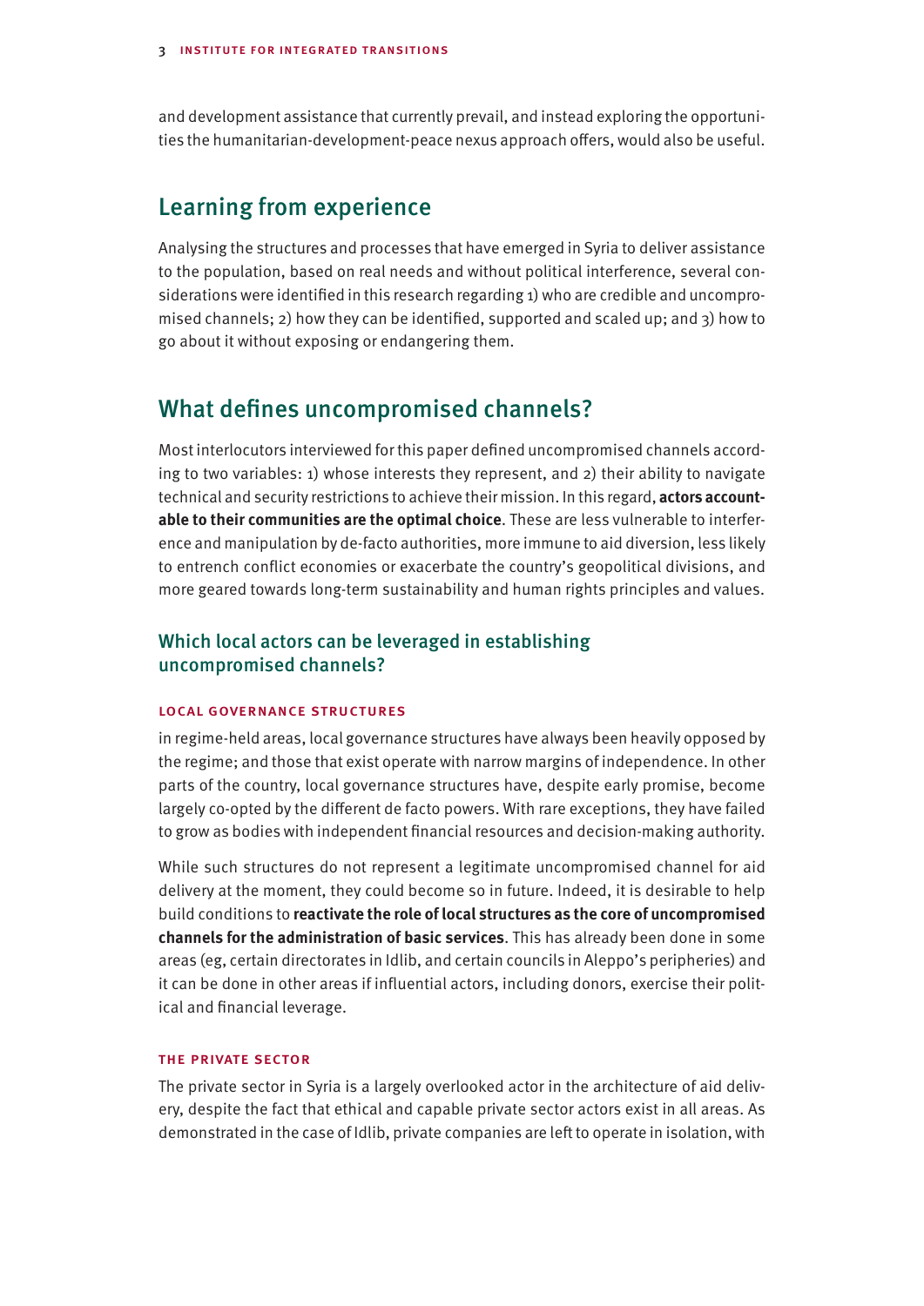and development assistance that currently prevail, and instead exploring the opportunities the humanitarian-development-peace nexus approach offers, would also be useful.

## Learning from experience

Analysing the structures and processes that have emerged in Syria to deliver assistance to the population, based on real needs and without political interference, several considerations were identified in this research regarding 1) who are credible and uncompromised channels; 2) how they can be identified, supported and scaled up; and 3) how to go about it without exposing or endangering them.

## What defines uncompromised channels?

Most interlocutors interviewed for this paper defined uncompromised channels according to two variables: 1) whose interests they represent, and 2) their ability to navigate technical and security restrictions to achieve their mission. In this regard, **actors accountable to their communities are the optimal choice**. These are less vulnerable to interference and manipulation by de-facto authorities, more immune to aid diversion, less likely to entrench conflict economies or exacerbate the country's geopolitical divisions, and more geared towards long-term sustainability and human rights principles and values.

### Which local actors can be leveraged in establishing uncompromised channels?

#### LOCAL GOVERNANCE STRUCTURES

in regime-held areas, local governance structures have always been heavily opposed by the regime; and those that exist operate with narrow margins of independence. In other parts of the country, local governance structures have, despite early promise, become largely co-opted by the different de facto powers. With rare exceptions, they have failed to grow as bodies with independent financial resources and decision-making authority.

While such structures do not represent a legitimate uncompromised channel for aid delivery at the moment, they could become so in future. Indeed, it is desirable to help build conditions to **reactivate the role of local structures as the core of uncompromised channels for the administration of basic services**. This has already been done in some areas (eg, certain directorates in Idlib, and certain councils in Aleppo's peripheries) and it can be done in other areas if influential actors, including donors, exercise their political and financial leverage.

#### THE PRIVATE SECTOR

The private sector in Syria is a largely overlooked actor in the architecture of aid delivery, despite the fact that ethical and capable private sector actors exist in all areas. As demonstrated in the case of Idlib, private companies are left to operate in isolation, with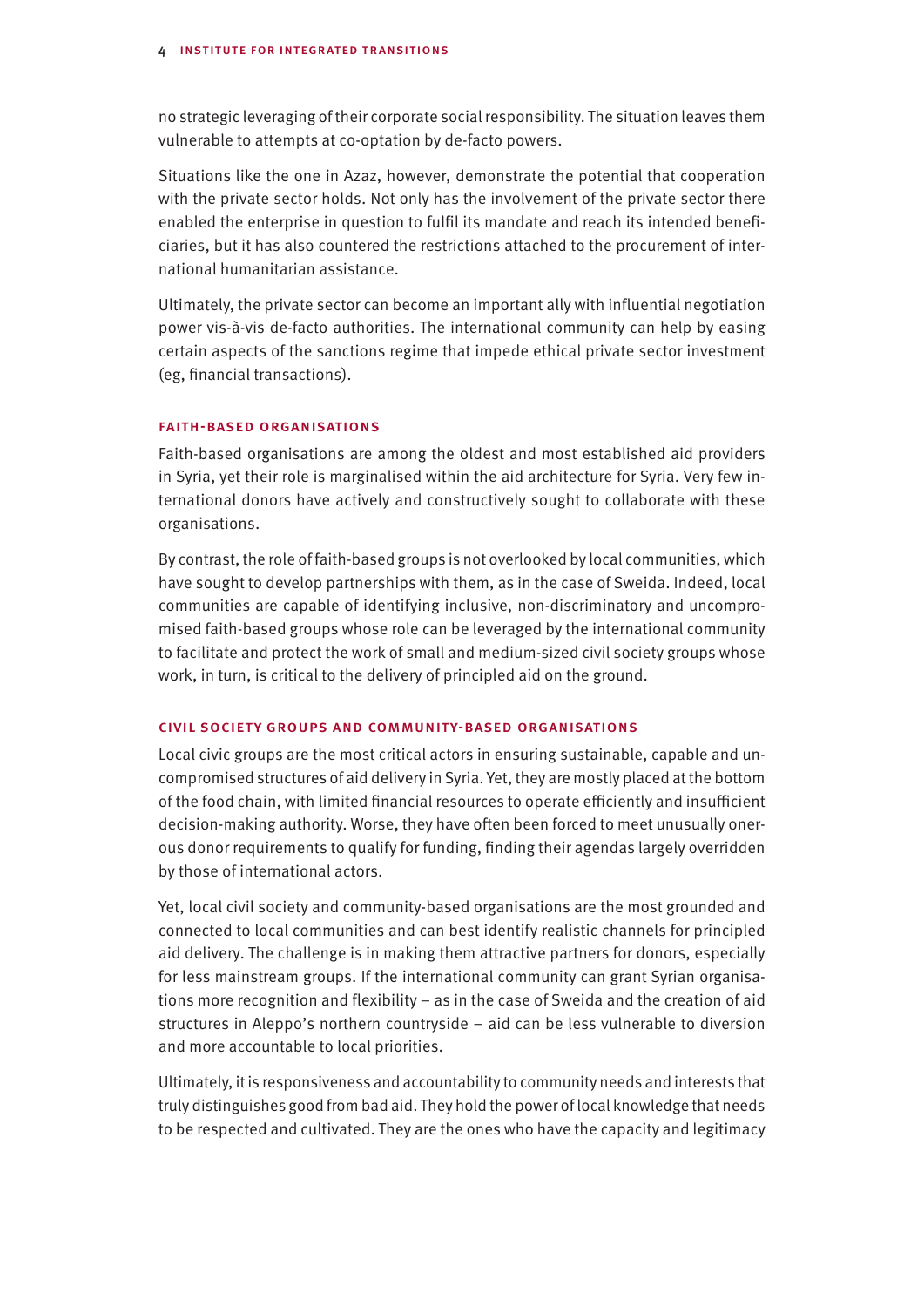no strategic leveraging of their corporate social responsibility. The situation leaves them vulnerable to attempts at co-optation by de-facto powers.

Situations like the one in Azaz, however, demonstrate the potential that cooperation with the private sector holds. Not only has the involvement of the private sector there enabled the enterprise in question to fulfil its mandate and reach its intended beneficiaries, but it has also countered the restrictions attached to the procurement of international humanitarian assistance.

Ultimately, the private sector can become an important ally with influential negotiation power vis-à-vis de-facto authorities. The international community can help by easing certain aspects of the sanctions regime that impede ethical private sector investment (eg, financial transactions).

### FAITH-BASED ORGANISATIONS

Faith-based organisations are among the oldest and most established aid providers in Syria, yet their role is marginalised within the aid architecture for Syria. Very few international donors have actively and constructively sought to collaborate with these organisations.

By contrast, the role of faith-based groups is not overlooked by local communities, which have sought to develop partnerships with them, as in the case of Sweida. Indeed, local communities are capable of identifying inclusive, non-discriminatory and uncompromised faith-based groups whose role can be leveraged by the international community to facilitate and protect the work of small and medium-sized civil society groups whose work, in turn, is critical to the delivery of principled aid on the ground.

### CIVIL SOCIETY GROUPS AND COMMUNITY-BASED ORGANISATIONS

Local civic groups are the most critical actors in ensuring sustainable, capable and uncompromised structures of aid delivery in Syria. Yet, they are mostly placed at the bottom of the food chain, with limited financial resources to operate efficiently and insufficient decision-making authority. Worse, they have often been forced to meet unusually onerous donor requirements to qualify for funding, finding their agendas largely overridden by those of international actors.

Yet, local civil society and community-based organisations are the most grounded and connected to local communities and can best identify realistic channels for principled aid delivery. The challenge is in making them attractive partners for donors, especially for less mainstream groups. If the international community can grant Syrian organisations more recognition and flexibility – as in the case of Sweida and the creation of aid structures in Aleppo's northern countryside – aid can be less vulnerable to diversion and more accountable to local priorities.

Ultimately, it is responsiveness and accountability to community needs and interests that truly distinguishes good from bad aid. They hold the power of local knowledge that needs to be respected and cultivated. They are the ones who have the capacity and legitimacy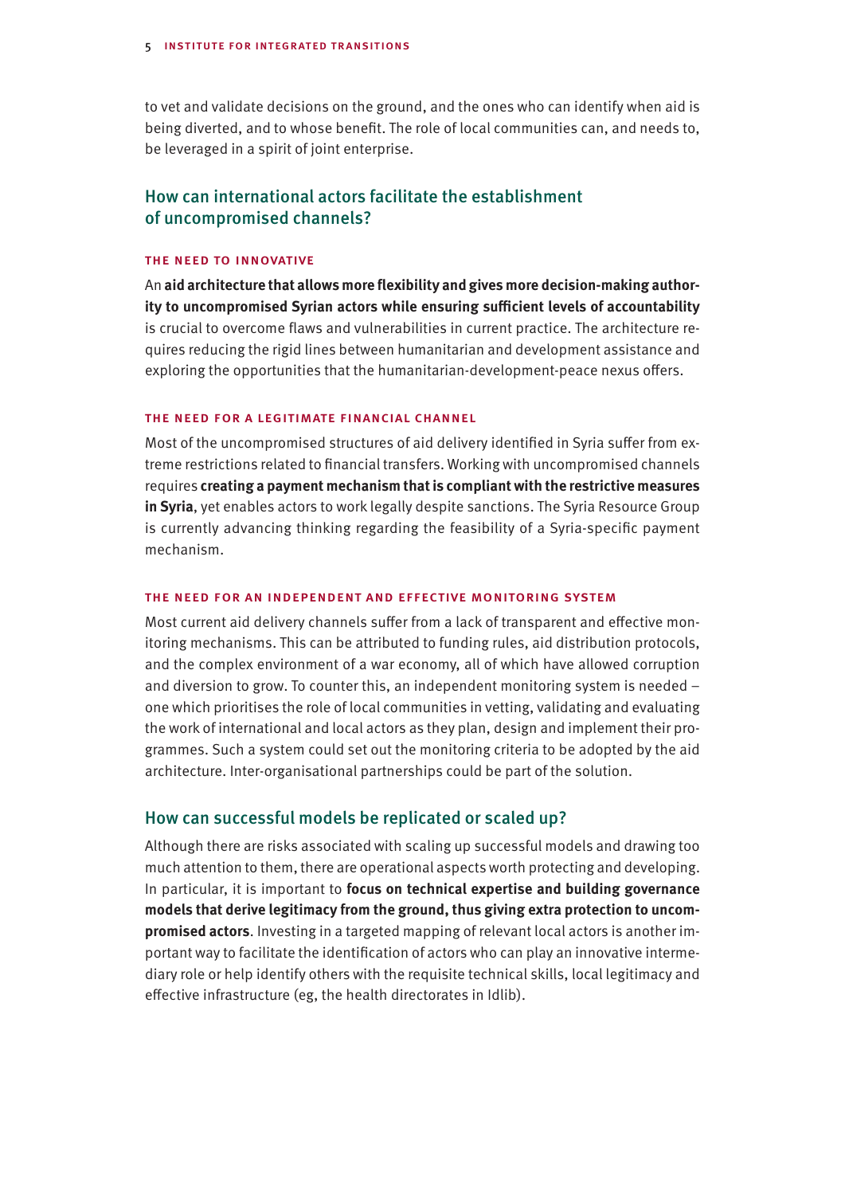to vet and validate decisions on the ground, and the ones who can identify when aid is being diverted, and to whose benefit. The role of local communities can, and needs to, be leveraged in a spirit of joint enterprise.

## How can international actors facilitate the establishment of uncompromised channels?

### THE NEED TO INNOVATIVE

An **aid architecture that allows more flexibility and gives more decision-making authority to uncompromised Syrian actors while ensuring sufficient levels of accountability** is crucial to overcome flaws and vulnerabilities in current practice. The architecture requires reducing the rigid lines between humanitarian and development assistance and exploring the opportunities that the humanitarian-development-peace nexus offers.

### THE NEED FOR A LEGITIMATE FINANCIAL CHANNEL

Most of the uncompromised structures of aid delivery identified in Syria suffer from extreme restrictions related to financial transfers. Working with uncompromised channels requires **creating a payment mechanism that is compliant with the restrictive measures in Syria**, yet enables actors to work legally despite sanctions. The Syria Resource Group is currently advancing thinking regarding the feasibility of a Syria-specific payment mechanism.

### THE NEED FOR AN INDEPENDENT AND EFFECTIVE MONITORING SYSTEM

Most current aid delivery channels suffer from a lack of transparent and effective monitoring mechanisms. This can be attributed to funding rules, aid distribution protocols, and the complex environment of a war economy, all of which have allowed corruption and diversion to grow. To counter this, an independent monitoring system is needed – one which prioritises the role of local communities in vetting, validating and evaluating the work of international and local actors as they plan, design and implement their programmes. Such a system could set out the monitoring criteria to be adopted by the aid architecture. Inter-organisational partnerships could be part of the solution.

## How can successful models be replicated or scaled up?

Although there are risks associated with scaling up successful models and drawing too much attention to them, there are operational aspects worth protecting and developing. In particular, it is important to **focus on technical expertise and building governance models that derive legitimacy from the ground, thus giving extra protection to uncompromised actors**. Investing in a targeted mapping of relevant local actors is another important way to facilitate the identification of actors who can play an innovative intermediary role or help identify others with the requisite technical skills, local legitimacy and effective infrastructure (eg, the health directorates in Idlib).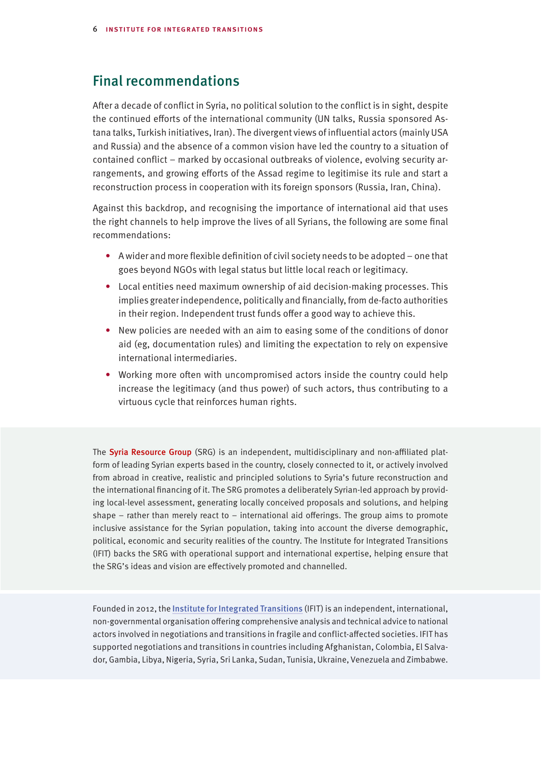## Final recommendations

After a decade of conflict in Syria, no political solution to the conflict is in sight, despite the continued efforts of the international community (UN talks, Russia sponsored Astana talks, Turkish initiatives, Iran). The divergent views of influential actors (mainly USA and Russia) and the absence of a common vision have led the country to a situation of contained conflict – marked by occasional outbreaks of violence, evolving security arrangements, and growing efforts of the Assad regime to legitimise its rule and start a reconstruction process in cooperation with its foreign sponsors (Russia, Iran, China).

Against this backdrop, and recognising the importance of international aid that uses the right channels to help improve the lives of all Syrians, the following are some final recommendations:

- A wider and more flexible definition of civil society needs to be adopted – one that goes beyond NGOs with legal status but little local reach or legitimacy.
- Local entities need maximum ownership of aid decision-making processes. This implies greater independence, politically and financially, from de-facto authorities in their region. Independent trust funds offer a good way to achieve this.
- New policies are needed with an aim to easing some of the conditions of donor aid (eg, documentation rules) and limiting the expectation to rely on expensive international intermediaries.
- Working more often with uncompromised actors inside the country could help increase the legitimacy (and thus power) of such actors, thus contributing to a virtuous cycle that reinforces human rights.

The **Syria Resource Group** (SRG) is an independent, multidisciplinary and non-affiliated platform of leading Syrian experts based in the country, closely connected to it, or actively involved from abroad in creative, realistic and principled solutions to Syria's future reconstruction and the international financing of it. The SRG promotes a deliberately Syrian-led approach by providing local-level assessment, generating locally conceived proposals and solutions, and helping shape – rather than merely react to – international aid offerings. The group aims to promote inclusive assistance for the Syrian population, taking into account the diverse demographic, political, economic and security realities of the country. The Institute for Integrated Transitions (IFIT) backs the SRG with operational support and international expertise, helping ensure that the SRG's ideas and vision are effectively promoted and channelled.

Founded in 2012, the **Institute for Integrated Transitions** (IFIT) is an independent, international, non-governmental organisation offering comprehensive analysis and technical advice to national actors involved in negotiations and transitions in fragile and conflict-affected societies. IFIT has supported negotiations and transitions in countries including Afghanistan, Colombia, El Salvador, Gambia, Libya, Nigeria, Syria, Sri Lanka, Sudan, Tunisia, Ukraine, Venezuela and Zimbabwe.